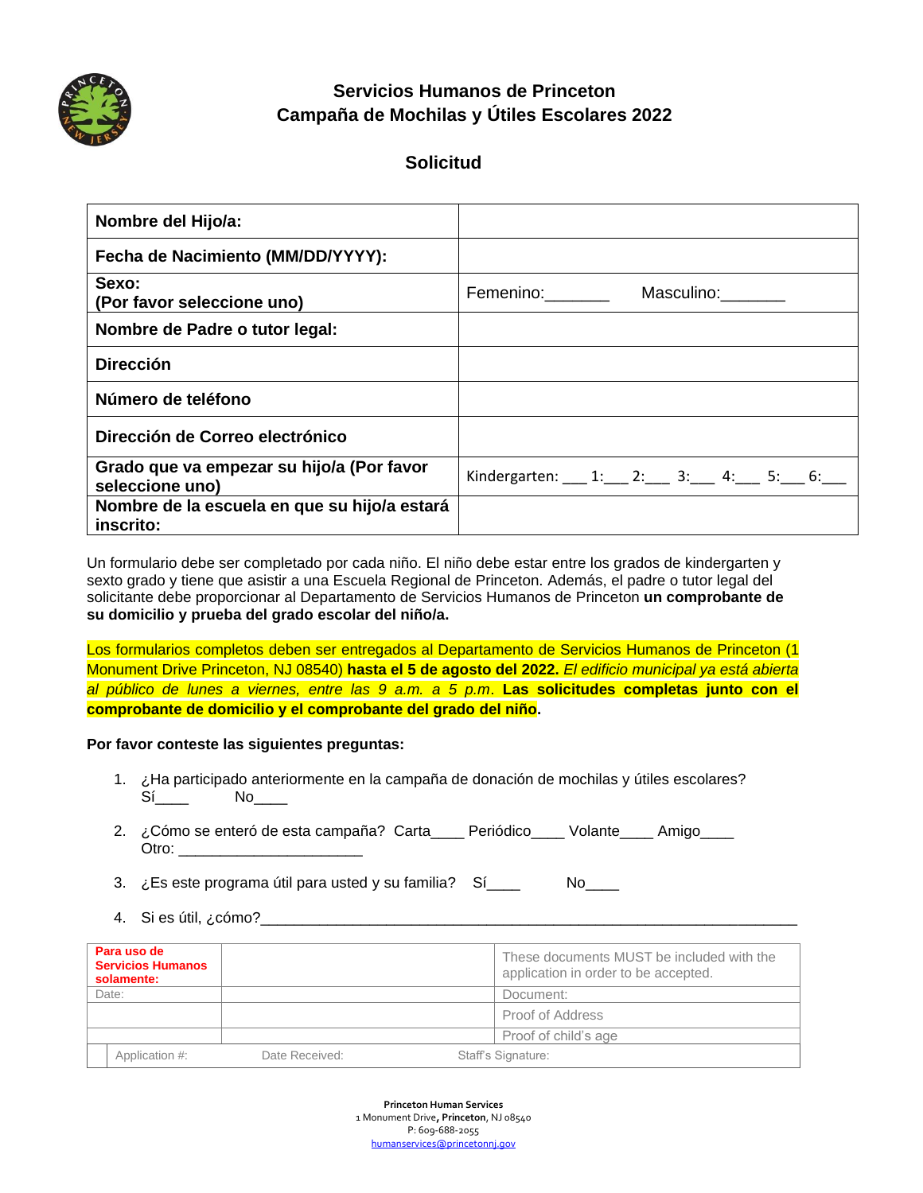# Servicios Humanos de Princeton
# Campaña de Mochilas y Útiles Escolares 2022

## Solicitud

| | |
|---|---|
| **Nombre del Hijo/a:** | |
| **Fecha de Nacimiento (MM/DD/YYYY):** | |
| **Sexo:** **(Por favor seleccione uno)** | Femenino:_______ Masculino:_______ |
| **Nombre de Padre o tutor legal:** | |
| **Dirección** | |
| **Número de teléfono** | |
| **Dirección de Correo electrónico** | |
| **Grado que va empezar su hijo/a (Por favor seleccione uno)** | Kindergarten: ___ 1:___ 2:___ 3:___ 4:___ 5:___ 6:___ |
| **Nombre de la escuela en que su hijo/a estará inscrito:** | |

Un formulario debe ser completado por cada niño. El niño debe estar entre los grados de kindergarten y sexto grado y tiene que asistir a una Escuela Regional de Princeton. Además, el padre o tutor legal del solicitante debe proporcionar al Departamento de Servicios Humanos de Princeton **un comprobante de su domicilio y prueba del grado escolar del niño/a.**

Los formularios completos deben ser entregados al Departamento de Servicios Humanos de Princeton (1 Monument Drive Princeton, NJ 08540) **hasta el 5 de agosto del 2022.** *El edificio municipal ya está abierta al público de lunes a viernes, entre las 9 a.m. a 5 p.m.* **Las solicitudes completas junto con el comprobante de domicilio y el comprobante del grado del niño.**

**Por favor conteste las siguientes preguntas:**

1. ¿Ha participado anteriormente en la campaña de donación de mochilas y útiles escolares? Sí____ No____
2. ¿Cómo se enteró de esta campaña? Carta____ Periódico____ Volante____ Amigo____ Otro: ______________________
3. ¿Es este programa útil para usted y su familia? Sí____ No____
4. Si es útil, ¿cómo?_______________________________________________________________

| **Para uso de Servicios Humanos solamente:** | | These documents MUST be included with the application in order to be accepted. |
|---|---|---|
| Date: | | Document: |
| | | Proof of Address |
| | | Proof of child's age |
| Application #: | Date Received: | Staff's Signature: |

**Princeton Human Services**
1 Monument Drive, **Princeton**, NJ 08540
P: 609-688-2055
humanservices@princetonnj.gov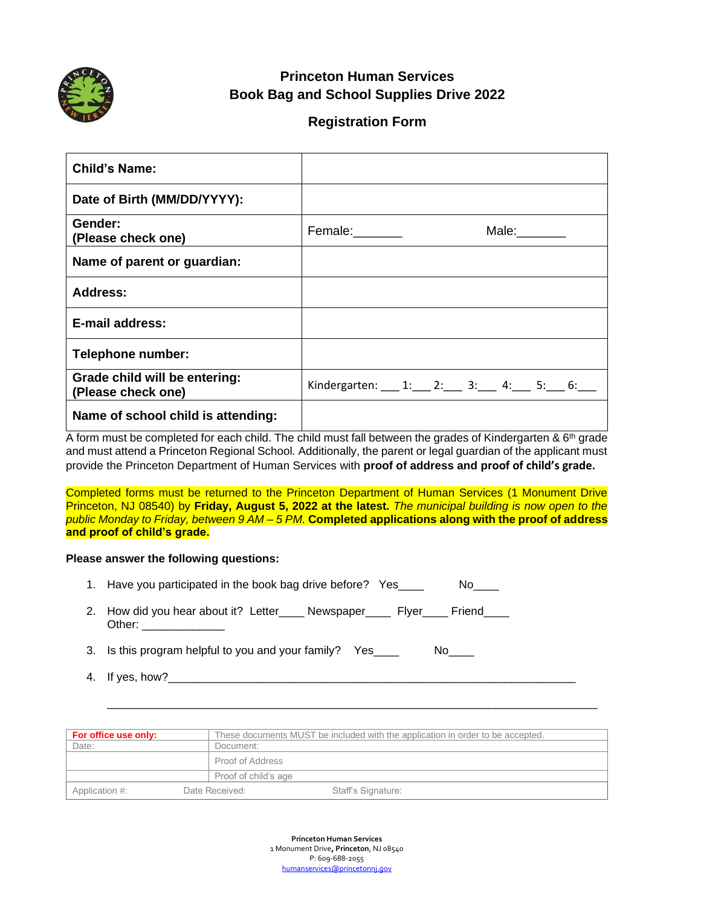# Princeton Human Services
# Book Bag and School Supplies Drive 2022

## Registration Form

| | |
|---|---|
| **Child's Name:** | |
| **Date of Birth (MM/DD/YYYY):** | |
| **Gender: (Please check one)** | Female:_______ Male:_______ |
| **Name of parent or guardian:** | |
| **Address:** | |
| **E-mail address:** | |
| **Telephone number:** | |
| **Grade child will be entering: (Please check one)** | Kindergarten: ___ 1:___ 2:___ 3:___ 4:___ 5:___ 6:___ |
| **Name of school child is attending:** | |

A form must be completed for each child. The child must fall between the grades of Kindergarten & 6th grade and must attend a Princeton Regional School. Additionally, the parent or legal guardian of the applicant must provide the Princeton Department of Human Services with **proof of address and proof of child's grade.**

Completed forms must be returned to the Princeton Department of Human Services (1 Monument Drive Princeton, NJ 08540) by **Friday, August 5, 2022 at the latest.** *The municipal building is now open to the public Monday to Friday, between 9 AM – 5 PM.* **Completed applications along with the proof of address and proof of child's grade.**

**Please answer the following questions:**

1. Have you participated in the book bag drive before? Yes____ No____
2. How did you hear about it? Letter____ Newspaper____ Flyer____ Friend____ Other: _____________
3. Is this program helpful to you and your family? Yes____ No____
4. If yes, how?________________________________________________________________

________________________________________________________________________

| For office use only: | These documents MUST be included with the application in order to be accepted. |
|---|---|
| Date: | Document: |
| | Proof of Address |
| | Proof of child's age |
| Application #: Date Received: | Staff's Signature: |

**Princeton Human Services**
1 Monument Drive, **Princeton**, NJ 08540
P: 609-688-2055
humanservices@princetonnj.gov